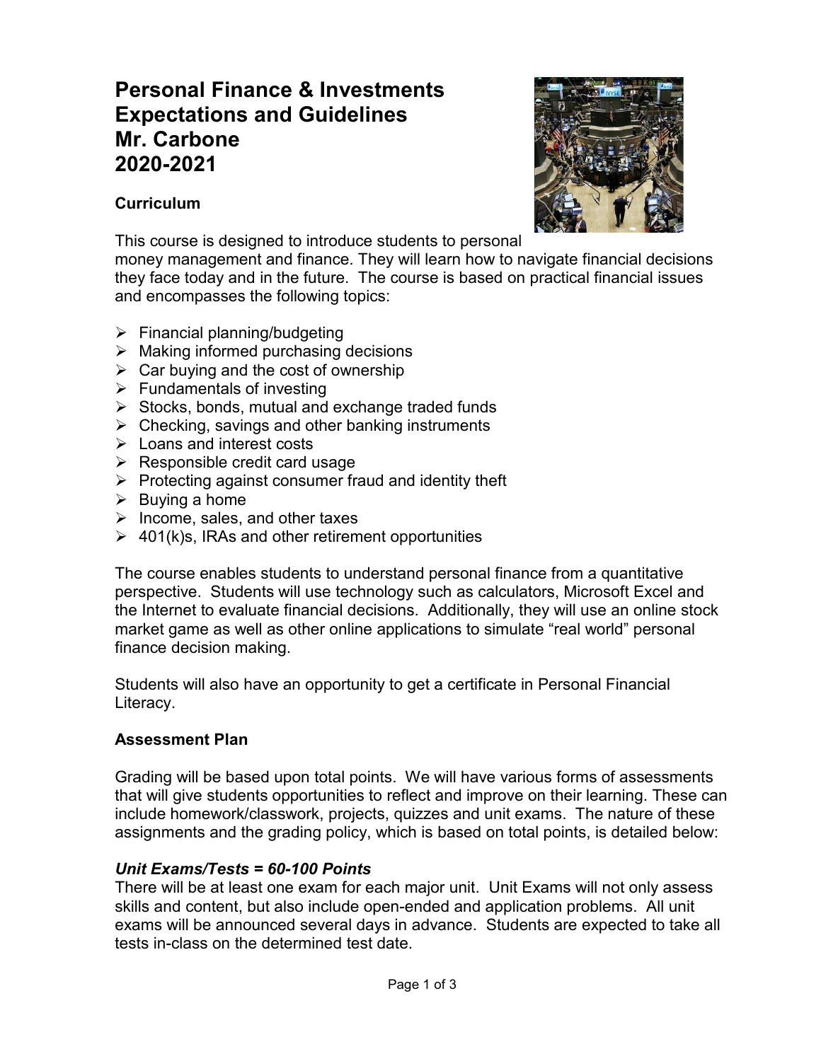# Personal Finance & Investments Expectations and Guidelines Mr. Carbone 2020-2021

### Curriculum

This course is designed to introduce students to personal money management and finance. They will learn how to navigate financial decisions they face today and in the future. The course is based on practical financial issues and encompasses the following topics:

- Financial planning/budgeting
- Making informed purchasing decisions
- Car buying and the cost of ownership
- Fundamentals of investing
- Stocks, bonds, mutual and exchange traded funds
- Checking, savings and other banking instruments
- Loans and interest costs
- Responsible credit card usage
- Protecting against consumer fraud and identity theft
- Buying a home
- Income, sales, and other taxes
- 401(k)s, IRAs and other retirement opportunities

The course enables students to understand personal finance from a quantitative perspective. Students will use technology such as calculators, Microsoft Excel and the Internet to evaluate financial decisions. Additionally, they will use an online stock market game as well as other online applications to simulate "real world" personal finance decision making.

Students will also have an opportunity to get a certificate in Personal Financial Literacy.

### Assessment Plan

Grading will be based upon total points. We will have various forms of assessments that will give students opportunities to reflect and improve on their learning. These can include homework/classwork, projects, quizzes and unit exams. The nature of these assignments and the grading policy, which is based on total points, is detailed below:

***Unit Exams/Tests = 60-100 Points***

There will be at least one exam for each major unit. Unit Exams will not only assess skills and content, but also include open-ended and application problems. All unit exams will be announced several days in advance. Students are expected to take all tests in-class on the determined test date.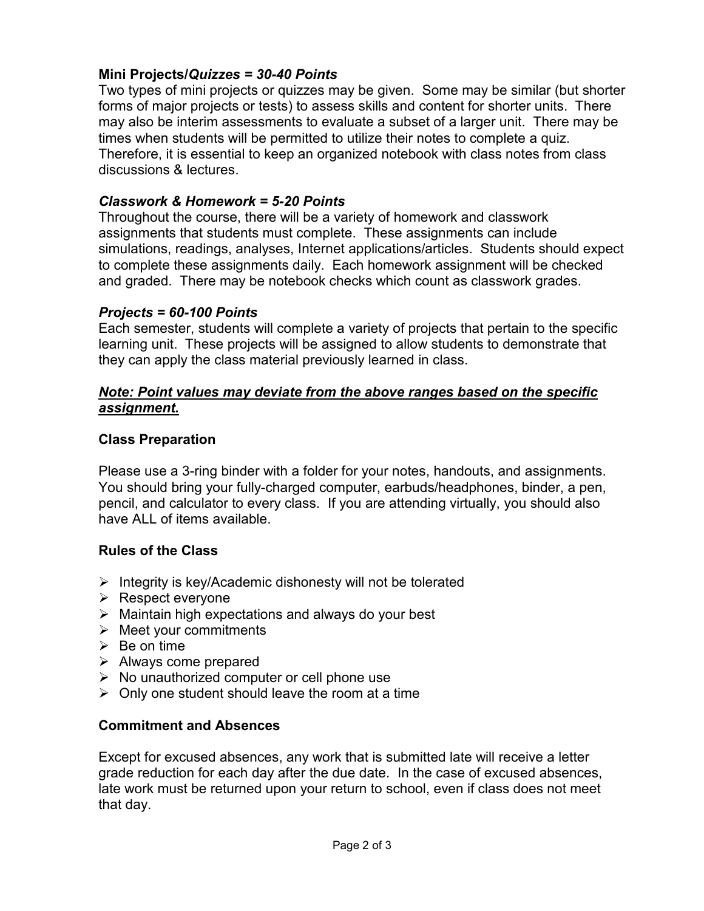**Mini Projects/*Quizzes = 30-40 Points***

Two types of mini projects or quizzes may be given. Some may be similar (but shorter forms of major projects or tests) to assess skills and content for shorter units. There may also be interim assessments to evaluate a subset of a larger unit. There may be times when students will be permitted to utilize their notes to complete a quiz. Therefore, it is essential to keep an organized notebook with class notes from class discussions & lectures.

***Classwork & Homework = 5-20 Points***

Throughout the course, there will be a variety of homework and classwork assignments that students must complete. These assignments can include simulations, readings, analyses, Internet applications/articles. Students should expect to complete these assignments daily. Each homework assignment will be checked and graded. There may be notebook checks which count as classwork grades.

***Projects = 60-100 Points***

Each semester, students will complete a variety of projects that pertain to the specific learning unit. These projects will be assigned to allow students to demonstrate that they can apply the class material previously learned in class.

***<u>Note: Point values may deviate from the above ranges based on the specific assignment.</u>***

**Class Preparation**

Please use a 3-ring binder with a folder for your notes, handouts, and assignments. You should bring your fully-charged computer, earbuds/headphones, binder, a pen, pencil, and calculator to every class. If you are attending virtually, you should also have ALL of items available.

**Rules of the Class**

- Integrity is key/Academic dishonesty will not be tolerated
- Respect everyone
- Maintain high expectations and always do your best
- Meet your commitments
- Be on time
- Always come prepared
- No unauthorized computer or cell phone use
- Only one student should leave the room at a time

**Commitment and Absences**

Except for excused absences, any work that is submitted late will receive a letter grade reduction for each day after the due date. In the case of excused absences, late work must be returned upon your return to school, even if class does not meet that day.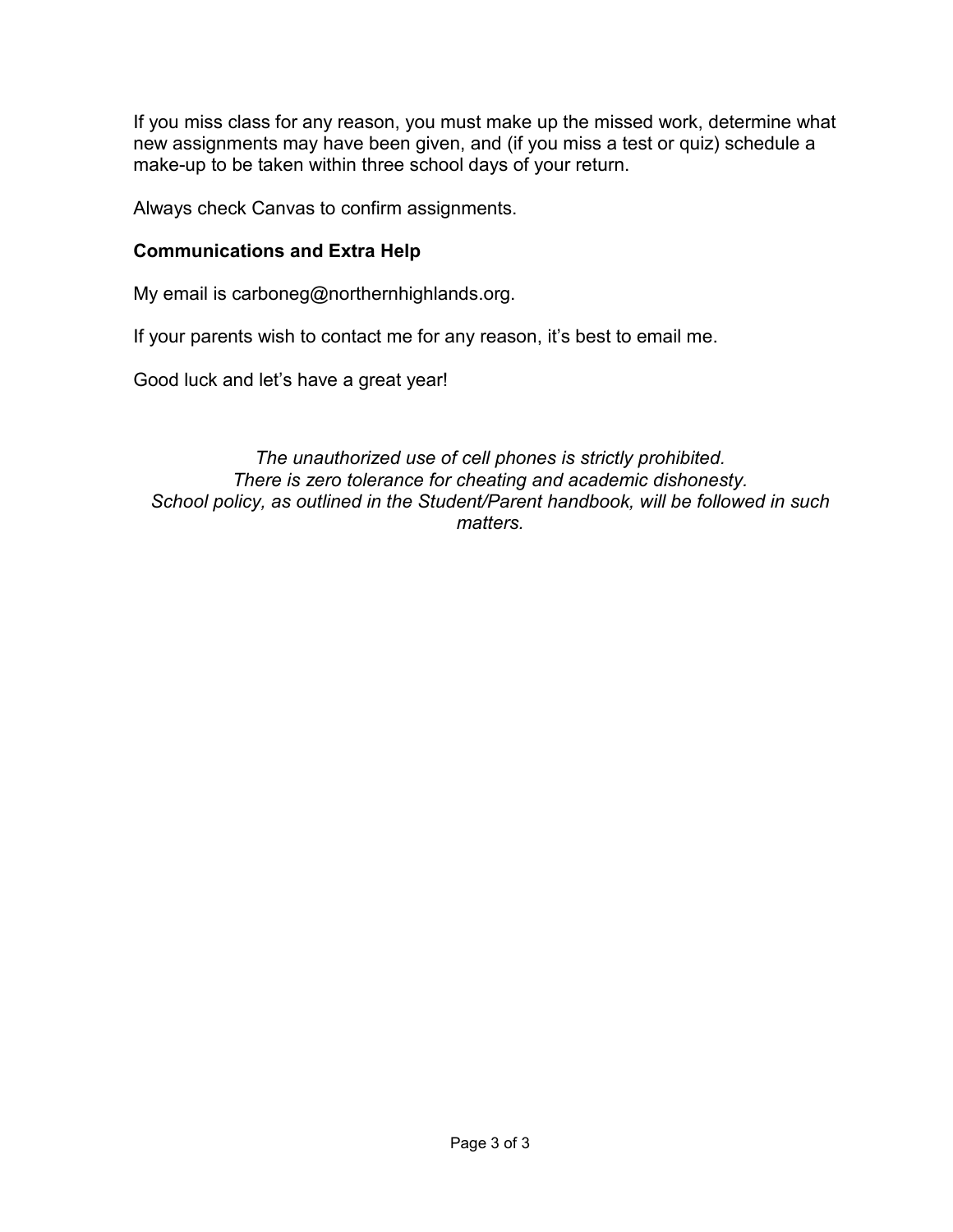If you miss class for any reason, you must make up the missed work, determine what new assignments may have been given, and (if you miss a test or quiz) schedule a make-up to be taken within three school days of your return.

Always check Canvas to confirm assignments.

### Communications and Extra Help

My email is carboneg@northernhighlands.org.

If your parents wish to contact me for any reason, it's best to email me.

Good luck and let's have a great year!

*The unauthorized use of cell phones is strictly prohibited.*
*There is zero tolerance for cheating and academic dishonesty.*
*School policy, as outlined in the Student/Parent handbook, will be followed in such matters.*